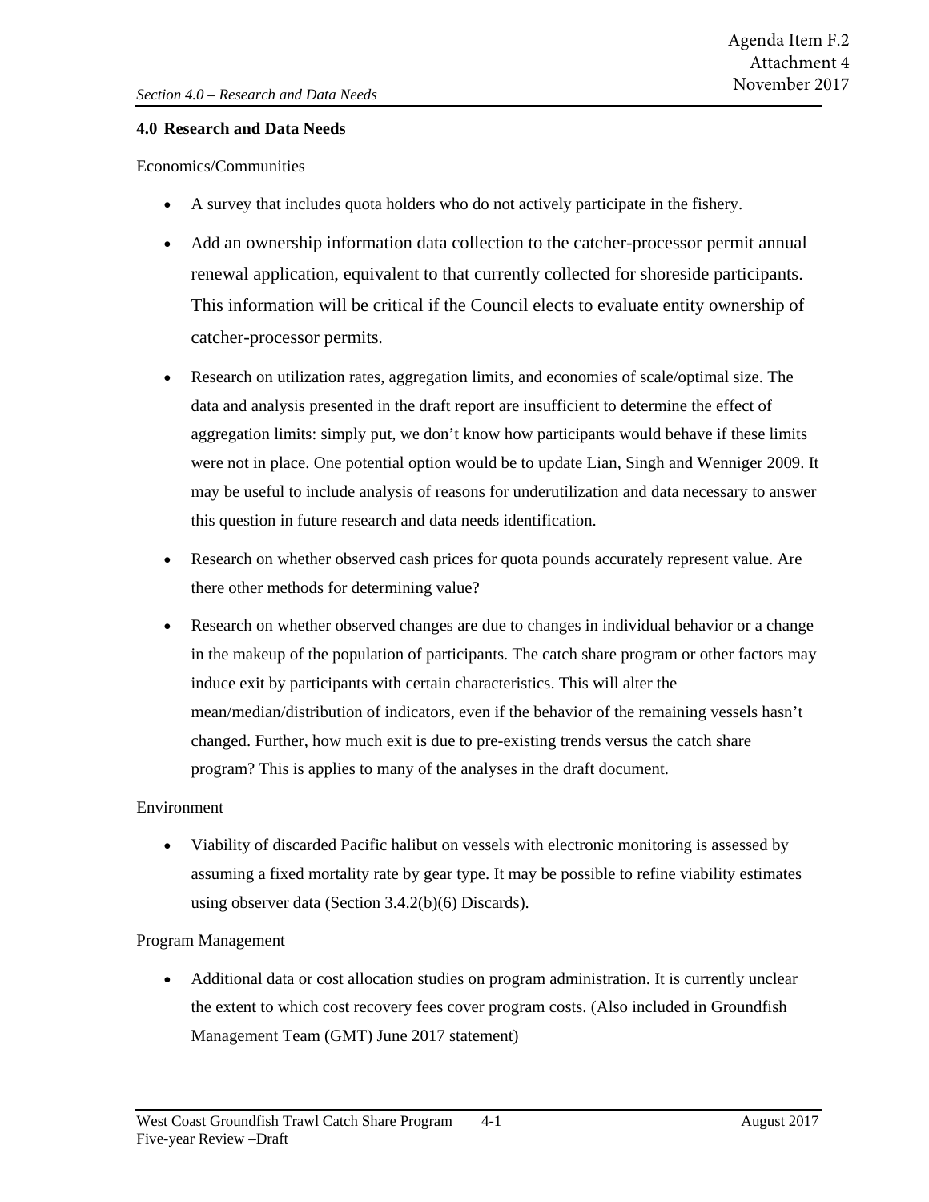## 4.0 Research and Data Needs

Economics/Communities

- A survey that includes quota holders who do not actively participate in the fishery.
- Add an ownership information data collection to the catcher-processor permit annual renewal application, equivalent to that currently collected for shoreside participants. This information will be critical if the Council elects to evaluate entity ownership of catcher-processor permits.
- Research on utilization rates, aggregation limits, and economies of scale/optimal size. The data and analysis presented in the draft report are insufficient to determine the effect of aggregation limits: simply put, we don't know how participants would behave if these limits were not in place. One potential option would be to update Lian, Singh and Wenniger 2009. It may be useful to include analysis of reasons for underutilization and data necessary to answer this question in future research and data needs identification.
- Research on whether observed cash prices for quota pounds accurately represent value. Are there other methods for determining value?
- Research on whether observed changes are due to changes in individual behavior or a change in the makeup of the population of participants. The catch share program or other factors may induce exit by participants with certain characteristics. This will alter the mean/median/distribution of indicators, even if the behavior of the remaining vessels hasn't changed. Further, how much exit is due to pre-existing trends versus the catch share program? This is applies to many of the analyses in the draft document.

Environment

- Viability of discarded Pacific halibut on vessels with electronic monitoring is assessed by assuming a fixed mortality rate by gear type. It may be possible to refine viability estimates using observer data (Section 3.4.2(b)(6) Discards).

Program Management

- Additional data or cost allocation studies on program administration. It is currently unclear the extent to which cost recovery fees cover program costs. (Also included in Groundfish Management Team (GMT) June 2017 statement)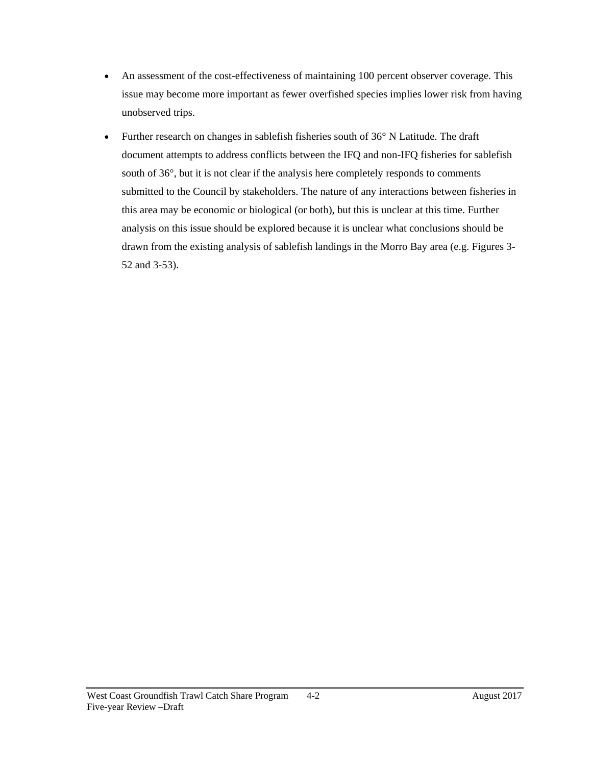- An assessment of the cost-effectiveness of maintaining 100 percent observer coverage. This issue may become more important as fewer overfished species implies lower risk from having unobserved trips.
- Further research on changes in sablefish fisheries south of 36° N Latitude. The draft document attempts to address conflicts between the IFQ and non-IFQ fisheries for sablefish south of 36°, but it is not clear if the analysis here completely responds to comments submitted to the Council by stakeholders. The nature of any interactions between fisheries in this area may be economic or biological (or both), but this is unclear at this time. Further analysis on this issue should be explored because it is unclear what conclusions should be drawn from the existing analysis of sablefish landings in the Morro Bay area (e.g. Figures 3-52 and 3-53).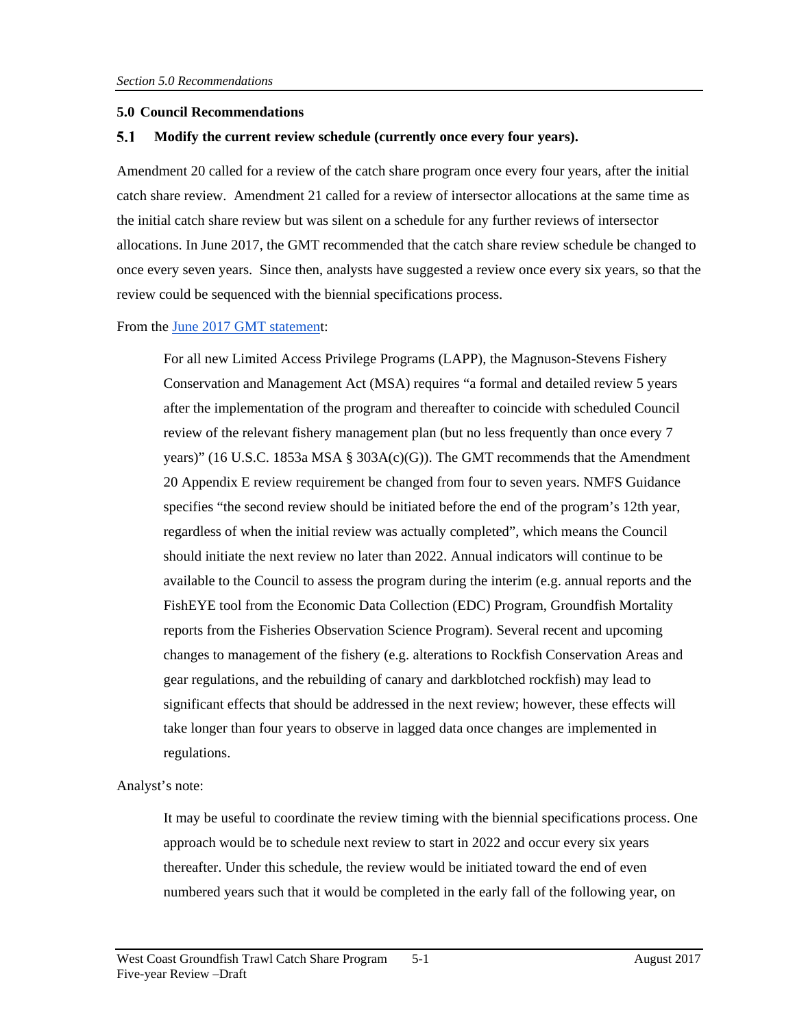## 5.0 Council Recommendations

### 5.1 Modify the current review schedule (currently once every four years).

Amendment 20 called for a review of the catch share program once every four years, after the initial catch share review. Amendment 21 called for a review of intersector allocations at the same time as the initial catch share review but was silent on a schedule for any further reviews of intersector allocations. In June 2017, the GMT recommended that the catch share review schedule be changed to once every seven years. Since then, analysts have suggested a review once every six years, so that the review could be sequenced with the biennial specifications process.

From the June 2017 GMT statement:

> For all new Limited Access Privilege Programs (LAPP), the Magnuson-Stevens Fishery Conservation and Management Act (MSA) requires "a formal and detailed review 5 years after the implementation of the program and thereafter to coincide with scheduled Council review of the relevant fishery management plan (but no less frequently than once every 7 years)" (16 U.S.C. 1853a MSA § 303A(c)(G)). The GMT recommends that the Amendment 20 Appendix E review requirement be changed from four to seven years. NMFS Guidance specifies "the second review should be initiated before the end of the program's 12th year, regardless of when the initial review was actually completed", which means the Council should initiate the next review no later than 2022. Annual indicators will continue to be available to the Council to assess the program during the interim (e.g. annual reports and the FishEYE tool from the Economic Data Collection (EDC) Program, Groundfish Mortality reports from the Fisheries Observation Science Program). Several recent and upcoming changes to management of the fishery (e.g. alterations to Rockfish Conservation Areas and gear regulations, and the rebuilding of canary and darkblotched rockfish) may lead to significant effects that should be addressed in the next review; however, these effects will take longer than four years to observe in lagged data once changes are implemented in regulations.

Analyst's note:

> It may be useful to coordinate the review timing with the biennial specifications process. One approach would be to schedule next review to start in 2022 and occur every six years thereafter. Under this schedule, the review would be initiated toward the end of even numbered years such that it would be completed in the early fall of the following year, on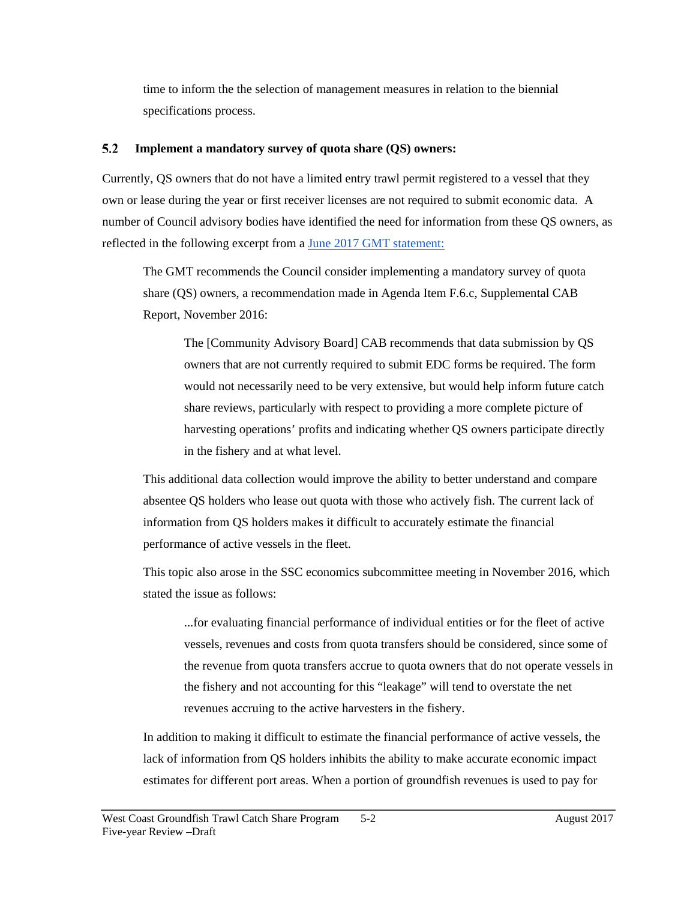time to inform the the selection of management measures in relation to the biennial specifications process.

## 5.2 Implement a mandatory survey of quota share (QS) owners:

Currently, QS owners that do not have a limited entry trawl permit registered to a vessel that they own or lease during the year or first receiver licenses are not required to submit economic data. A number of Council advisory bodies have identified the need for information from these QS owners, as reflected in the following excerpt from a June 2017 GMT statement:

> The GMT recommends the Council consider implementing a mandatory survey of quota share (QS) owners, a recommendation made in Agenda Item F.6.c, Supplemental CAB Report, November 2016:
>
> > The [Community Advisory Board] CAB recommends that data submission by QS owners that are not currently required to submit EDC forms be required. The form would not necessarily need to be very extensive, but would help inform future catch share reviews, particularly with respect to providing a more complete picture of harvesting operations' profits and indicating whether QS owners participate directly in the fishery and at what level.
>
> This additional data collection would improve the ability to better understand and compare absentee QS holders who lease out quota with those who actively fish. The current lack of information from QS holders makes it difficult to accurately estimate the financial performance of active vessels in the fleet.
>
> This topic also arose in the SSC economics subcommittee meeting in November 2016, which stated the issue as follows:
>
> > ...for evaluating financial performance of individual entities or for the fleet of active vessels, revenues and costs from quota transfers should be considered, since some of the revenue from quota transfers accrue to quota owners that do not operate vessels in the fishery and not accounting for this "leakage" will tend to overstate the net revenues accruing to the active harvesters in the fishery.
>
> In addition to making it difficult to estimate the financial performance of active vessels, the lack of information from QS holders inhibits the ability to make accurate economic impact estimates for different port areas. When a portion of groundfish revenues is used to pay for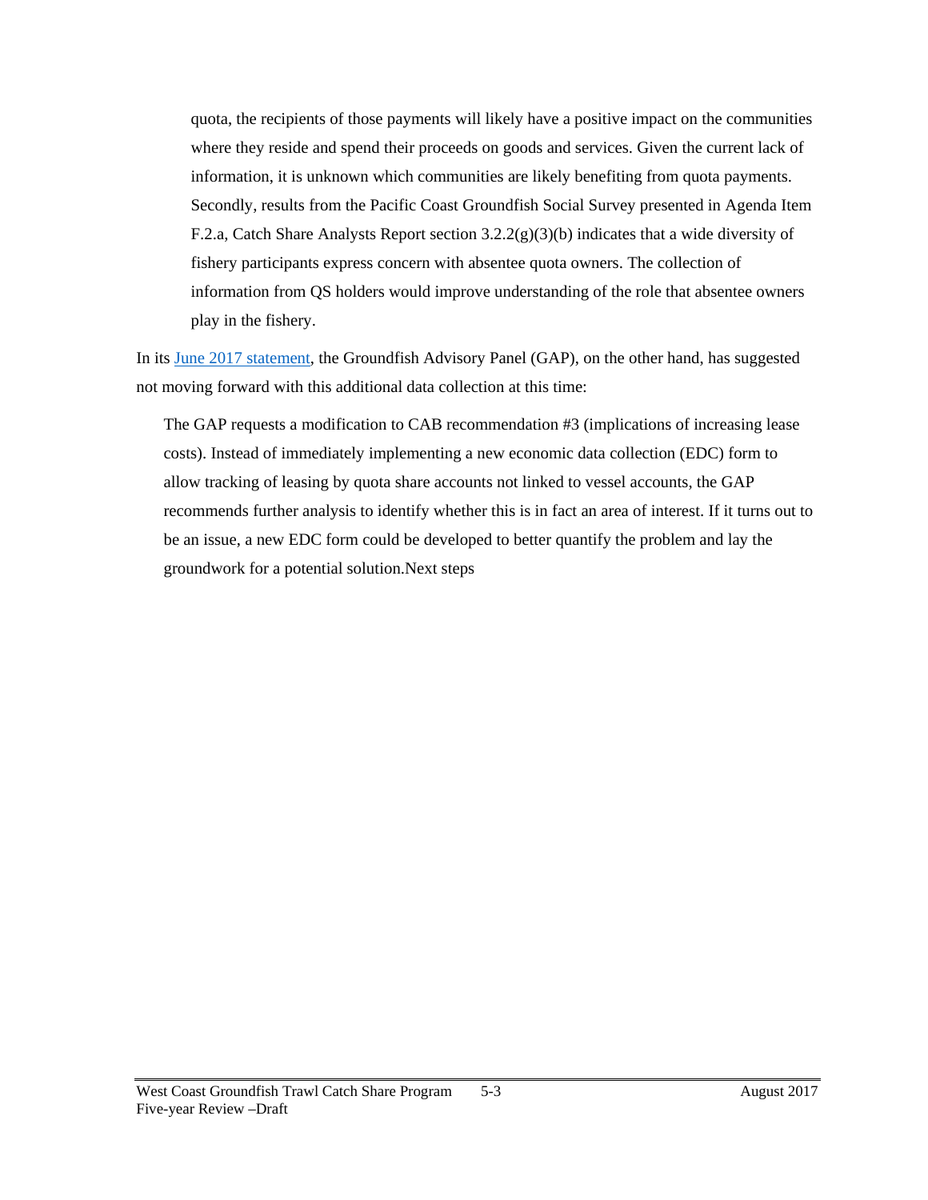> quota, the recipients of those payments will likely have a positive impact on the communities where they reside and spend their proceeds on goods and services. Given the current lack of information, it is unknown which communities are likely benefiting from quota payments. Secondly, results from the Pacific Coast Groundfish Social Survey presented in Agenda Item F.2.a, Catch Share Analysts Report section 3.2.2(g)(3)(b) indicates that a wide diversity of fishery participants express concern with absentee quota owners. The collection of information from QS holders would improve understanding of the role that absentee owners play in the fishery.

In its [June 2017 statement](), the Groundfish Advisory Panel (GAP), on the other hand, has suggested not moving forward with this additional data collection at this time:

> The GAP requests a modification to CAB recommendation #3 (implications of increasing lease costs). Instead of immediately implementing a new economic data collection (EDC) form to allow tracking of leasing by quota share accounts not linked to vessel accounts, the GAP recommends further analysis to identify whether this is in fact an area of interest. If it turns out to be an issue, a new EDC form could be developed to better quantify the problem and lay the groundwork for a potential solution.Next steps